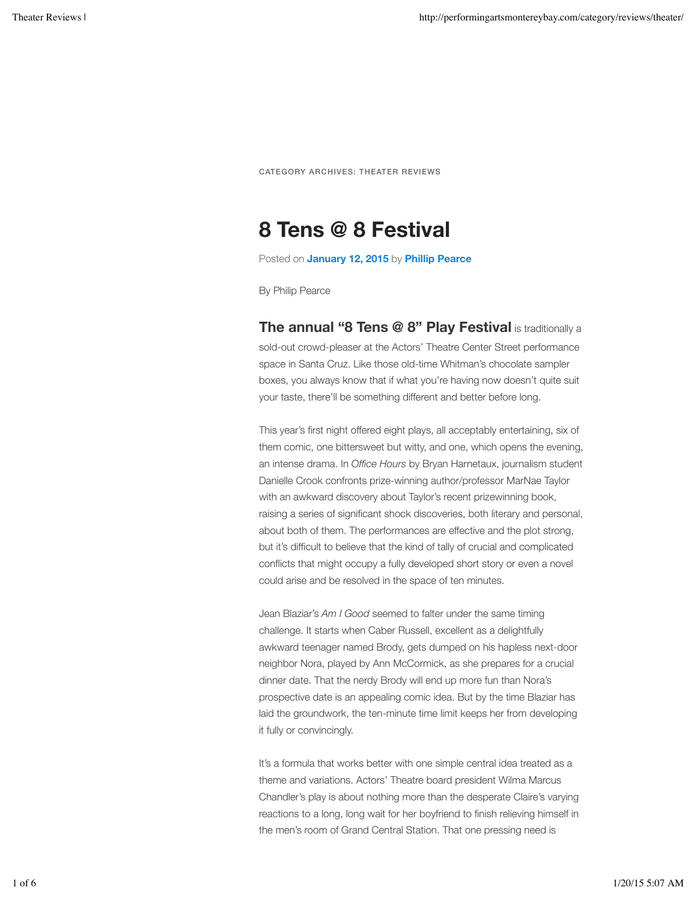CATEGORY ARCHIVES: THEATER REVIEWS

# 8 Tens @ 8 Festival

Posted on **January 12, 2015** by **Phillip Pearce**

By Philip Pearce

**The annual "8 Tens @ 8" Play Festival** is traditionally a sold-out crowd-pleaser at the Actors' Theatre Center Street performance space in Santa Cruz. Like those old-time Whitman's chocolate sampler boxes, you always know that if what you're having now doesn't quite suit your taste, there'll be something different and better before long.

This year's first night offered eight plays, all acceptably entertaining, six of them comic, one bittersweet but witty, and one, which opens the evening, an intense drama. In *Office Hours* by Bryan Harnetaux, journalism student Danielle Crook confronts prize-winning author/professor MarNae Taylor with an awkward discovery about Taylor's recent prizewinning book, raising a series of significant shock discoveries, both literary and personal, about both of them. The performances are effective and the plot strong, but it's difficult to believe that the kind of tally of crucial and complicated conflicts that might occupy a fully developed short story or even a novel could arise and be resolved in the space of ten minutes.

Jean Blaziar's *Am I Good* seemed to falter under the same timing challenge. It starts when Caber Russell, excellent as a delightfully awkward teenager named Brody, gets dumped on his hapless next-door neighbor Nora, played by Ann McCormick, as she prepares for a crucial dinner date. That the nerdy Brody will end up more fun than Nora's prospective date is an appealing comic idea. But by the time Blaziar has laid the groundwork, the ten-minute time limit keeps her from developing it fully or convincingly.

It's a formula that works better with one simple central idea treated as a theme and variations. Actors' Theatre board president Wilma Marcus Chandler's play is about nothing more than the desperate Claire's varying reactions to a long, long wait for her boyfriend to finish relieving himself in the men's room of Grand Central Station. That one pressing need is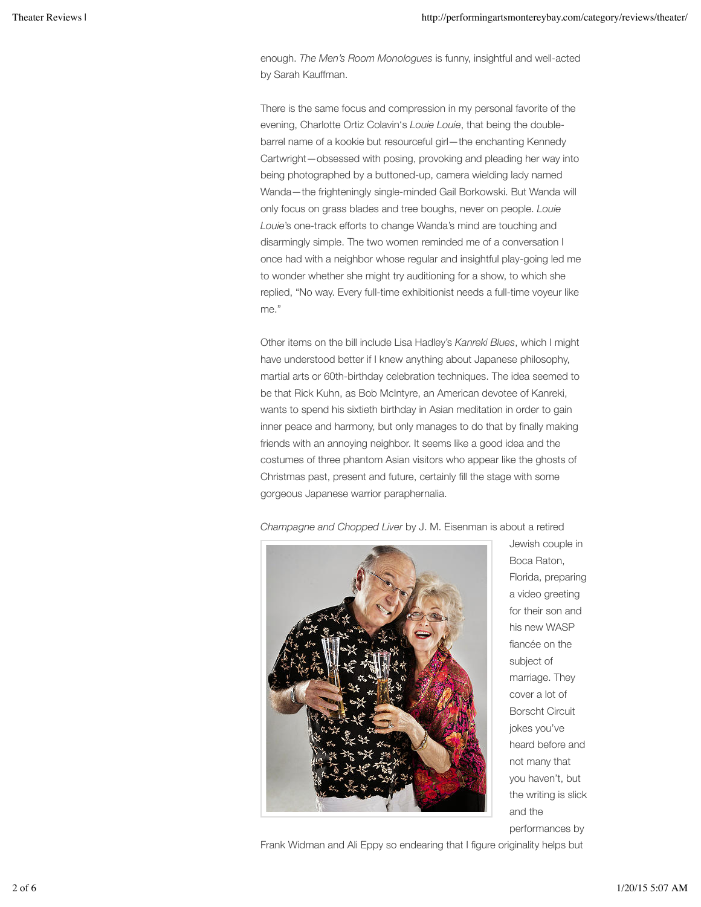enough. *The Men's Room Monologues* is funny, insightful and well-acted by Sarah Kauffman.

There is the same focus and compression in my personal favorite of the evening, Charlotte Ortiz Colavin's *Louie Louie*, that being the double-barrel name of a kookie but resourceful girl—the enchanting Kennedy Cartwright—obsessed with posing, provoking and pleading her way into being photographed by a buttoned-up, camera wielding lady named Wanda—the frighteningly single-minded Gail Borkowski. But Wanda will only focus on grass blades and tree boughs, never on people. *Louie Louie*'s one-track efforts to change Wanda's mind are touching and disarmingly simple. The two women reminded me of a conversation I once had with a neighbor whose regular and insightful play-going led me to wonder whether she might try auditioning for a show, to which she replied, "No way. Every full-time exhibitionist needs a full-time voyeur like me."

Other items on the bill include Lisa Hadley's *Kanreki Blues*, which I might have understood better if I knew anything about Japanese philosophy, martial arts or 60th-birthday celebration techniques. The idea seemed to be that Rick Kuhn, as Bob McIntyre, an American devotee of Kanreki, wants to spend his sixtieth birthday in Asian meditation in order to gain inner peace and harmony, but only manages to do that by finally making friends with an annoying neighbor. It seems like a good idea and the costumes of three phantom Asian visitors who appear like the ghosts of Christmas past, present and future, certainly fill the stage with some gorgeous Japanese warrior paraphernalia.

*Champagne and Chopped Liver* by J. M. Eisenman is about a retired Jewish couple in Boca Raton, Florida, preparing a video greeting for their son and his new WASP fiancée on the subject of marriage. They cover a lot of Borscht Circuit jokes you've heard before and not many that you haven't, but the writing is slick and the performances by Frank Widman and Ali Eppy so endearing that I figure originality helps but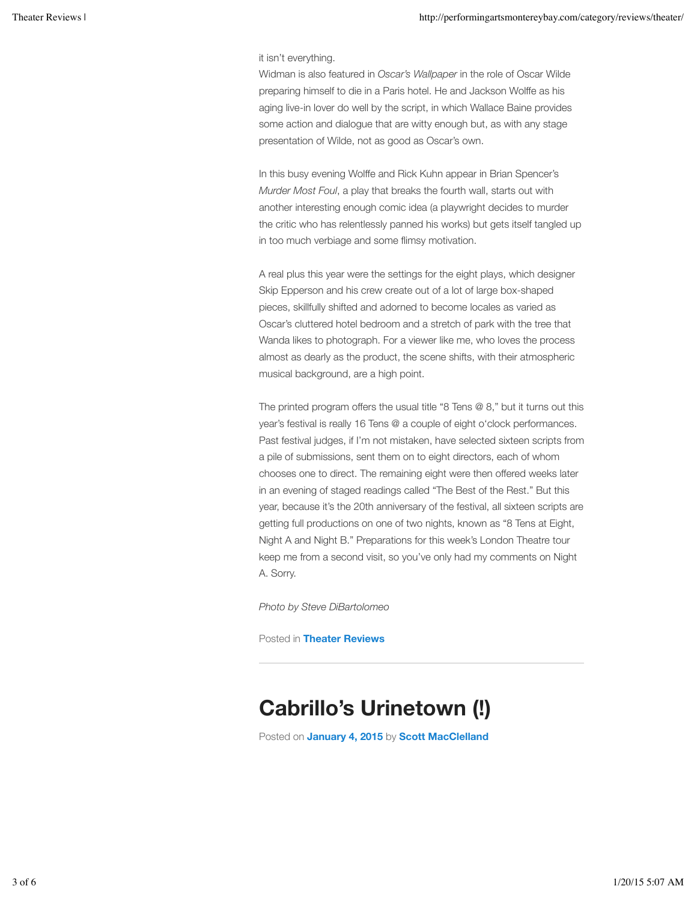it isn't everything.

Widman is also featured in *Oscar's Wallpaper* in the role of Oscar Wilde preparing himself to die in a Paris hotel. He and Jackson Wolffe as his aging live-in lover do well by the script, in which Wallace Baine provides some action and dialogue that are witty enough but, as with any stage presentation of Wilde, not as good as Oscar's own.

In this busy evening Wolffe and Rick Kuhn appear in Brian Spencer's *Murder Most Foul*, a play that breaks the fourth wall, starts out with another interesting enough comic idea (a playwright decides to murder the critic who has relentlessly panned his works) but gets itself tangled up in too much verbiage and some flimsy motivation.

A real plus this year were the settings for the eight plays, which designer Skip Epperson and his crew create out of a lot of large box-shaped pieces, skillfully shifted and adorned to become locales as varied as Oscar's cluttered hotel bedroom and a stretch of park with the tree that Wanda likes to photograph. For a viewer like me, who loves the process almost as dearly as the product, the scene shifts, with their atmospheric musical background, are a high point.

The printed program offers the usual title "8 Tens @ 8," but it turns out this year's festival is really 16 Tens @ a couple of eight o'clock performances. Past festival judges, if I'm not mistaken, have selected sixteen scripts from a pile of submissions, sent them on to eight directors, each of whom chooses one to direct. The remaining eight were then offered weeks later in an evening of staged readings called "The Best of the Rest." But this year, because it's the 20th anniversary of the festival, all sixteen scripts are getting full productions on one of two nights, known as "8 Tens at Eight, Night A and Night B." Preparations for this week's London Theatre tour keep me from a second visit, so you've only had my comments on Night A. Sorry.

*Photo by Steve DiBartolomeo*

Posted in **Theater Reviews**

---

# Cabrillo's Urinetown (!)

Posted on **January 4, 2015** by **Scott MacClelland**